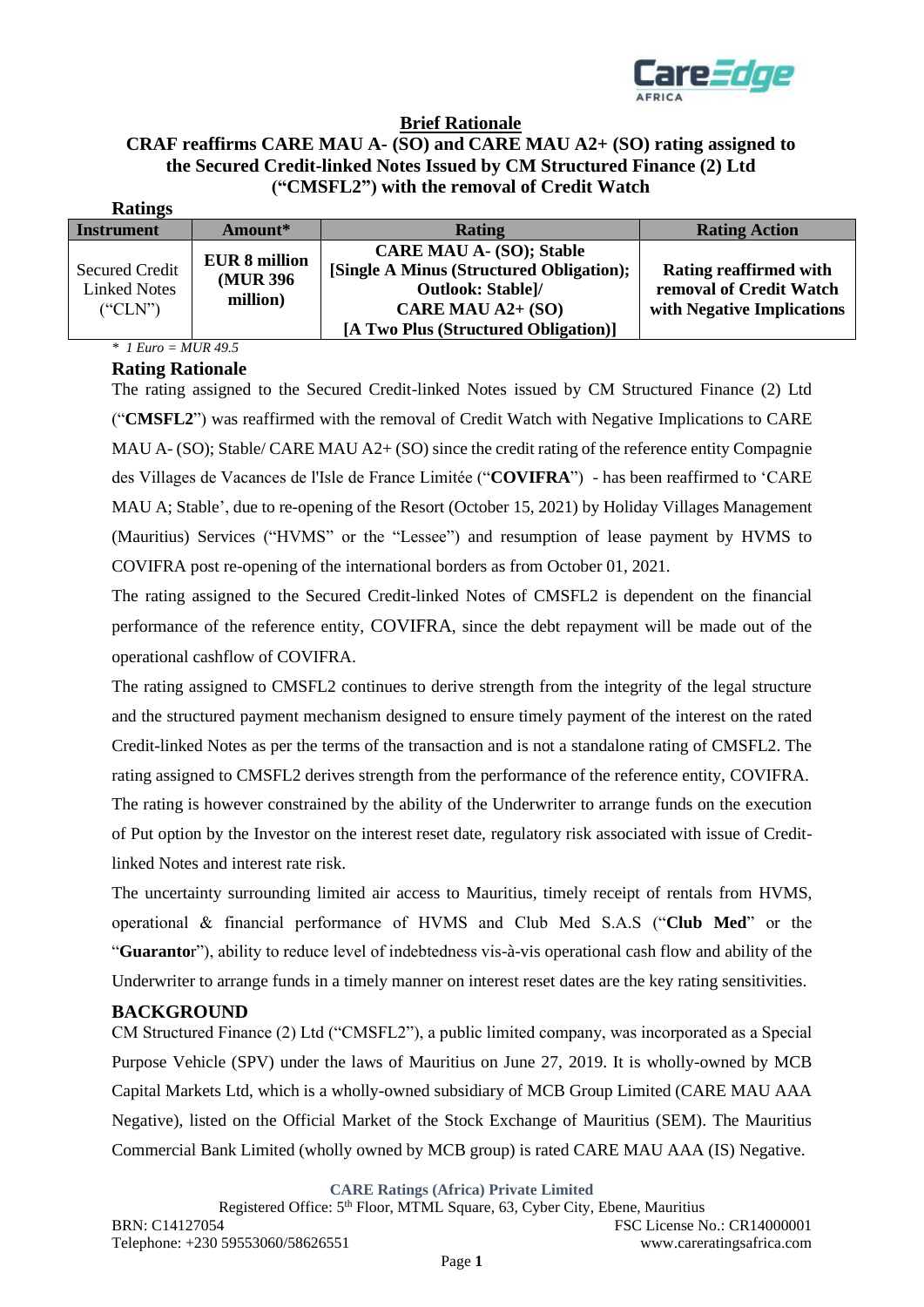## Brief Rationale

## CRAF reaffirms CARE MAU A- (SO) and CARE MAU A2+ (SO) rating assigned to the Secured Credit-linked Notes Issued by CM Structured Finance (2) Ltd ("CMSFL2") with the removal of Credit Watch

**Ratings**

| Instrument | Amount* | Rating | Rating Action |
|---|---|---|---|
| Secured Credit Linked Notes ("CLN") | **EUR 8 million (MUR 396 million)** | **CARE MAU A- (SO); Stable [Single A Minus (Structured Obligation); Outlook: Stable]/ CARE MAU A2+ (SO) [A Two Plus (Structured Obligation)]** | **Rating reaffirmed with removal of Credit Watch with Negative Implications** |

*\* 1 Euro = MUR 49.5*

### Rating Rationale

The rating assigned to the Secured Credit-linked Notes issued by CM Structured Finance (2) Ltd ("**CMSFL2**") was reaffirmed with the removal of Credit Watch with Negative Implications to CARE MAU A- (SO); Stable/ CARE MAU A2+ (SO) since the credit rating of the reference entity Compagnie des Villages de Vacances de l'Isle de France Limitée ("**COVIFRA**") - has been reaffirmed to 'CARE MAU A; Stable', due to re-opening of the Resort (October 15, 2021) by Holiday Villages Management (Mauritius) Services ("HVMS" or the "Lessee") and resumption of lease payment by HVMS to COVIFRA post re-opening of the international borders as from October 01, 2021.

The rating assigned to the Secured Credit-linked Notes of CMSFL2 is dependent on the financial performance of the reference entity, COVIFRA, since the debt repayment will be made out of the operational cashflow of COVIFRA.

The rating assigned to CMSFL2 continues to derive strength from the integrity of the legal structure and the structured payment mechanism designed to ensure timely payment of the interest on the rated Credit-linked Notes as per the terms of the transaction and is not a standalone rating of CMSFL2. The rating assigned to CMSFL2 derives strength from the performance of the reference entity, COVIFRA. The rating is however constrained by the ability of the Underwriter to arrange funds on the execution of Put option by the Investor on the interest reset date, regulatory risk associated with issue of Credit-linked Notes and interest rate risk.

The uncertainty surrounding limited air access to Mauritius, timely receipt of rentals from HVMS, operational & financial performance of HVMS and Club Med S.A.S ("**Club Med**" or the "**Guarantor**"), ability to reduce level of indebtedness vis-à-vis operational cash flow and ability of the Underwriter to arrange funds in a timely manner on interest reset dates are the key rating sensitivities.

### BACKGROUND

CM Structured Finance (2) Ltd ("CMSFL2"), a public limited company, was incorporated as a Special Purpose Vehicle (SPV) under the laws of Mauritius on June 27, 2019. It is wholly-owned by MCB Capital Markets Ltd, which is a wholly-owned subsidiary of MCB Group Limited (CARE MAU AAA Negative), listed on the Official Market of the Stock Exchange of Mauritius (SEM). The Mauritius Commercial Bank Limited (wholly owned by MCB group) is rated CARE MAU AAA (IS) Negative.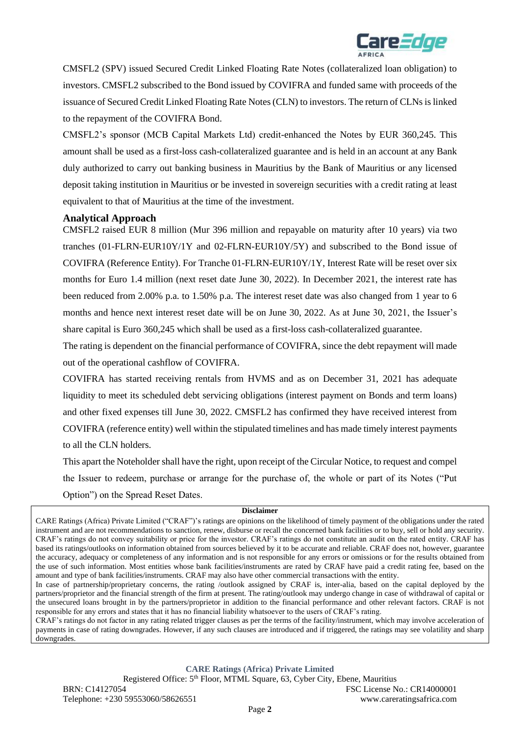CMSFL2 (SPV) issued Secured Credit Linked Floating Rate Notes (collateralized loan obligation) to investors. CMSFL2 subscribed to the Bond issued by COVIFRA and funded same with proceeds of the issuance of Secured Credit Linked Floating Rate Notes (CLN) to investors. The return of CLNs is linked to the repayment of the COVIFRA Bond.

CMSFL2's sponsor (MCB Capital Markets Ltd) credit-enhanced the Notes by EUR 360,245. This amount shall be used as a first-loss cash-collateralized guarantee and is held in an account at any Bank duly authorized to carry out banking business in Mauritius by the Bank of Mauritius or any licensed deposit taking institution in Mauritius or be invested in sovereign securities with a credit rating at least equivalent to that of Mauritius at the time of the investment.

## Analytical Approach

CMSFL2 raised EUR 8 million (Mur 396 million and repayable on maturity after 10 years) via two tranches (01-FLRN-EUR10Y/1Y and 02-FLRN-EUR10Y/5Y) and subscribed to the Bond issue of COVIFRA (Reference Entity). For Tranche 01-FLRN-EUR10Y/1Y, Interest Rate will be reset over six months for Euro 1.4 million (next reset date June 30, 2022). In December 2021, the interest rate has been reduced from 2.00% p.a. to 1.50% p.a. The interest reset date was also changed from 1 year to 6 months and hence next interest reset date will be on June 30, 2022. As at June 30, 2021, the Issuer's share capital is Euro 360,245 which shall be used as a first-loss cash-collateralized guarantee.

The rating is dependent on the financial performance of COVIFRA, since the debt repayment will made out of the operational cashflow of COVIFRA.

COVIFRA has started receiving rentals from HVMS and as on December 31, 2021 has adequate liquidity to meet its scheduled debt servicing obligations (interest payment on Bonds and term loans) and other fixed expenses till June 30, 2022. CMSFL2 has confirmed they have received interest from COVIFRA (reference entity) well within the stipulated timelines and has made timely interest payments to all the CLN holders.

This apart the Noteholder shall have the right, upon receipt of the Circular Notice, to request and compel the Issuer to redeem, purchase or arrange for the purchase of, the whole or part of its Notes ("Put Option") on the Spread Reset Dates.

**Disclaimer**

CARE Ratings (Africa) Private Limited ("CRAF")'s ratings are opinions on the likelihood of timely payment of the obligations under the rated instrument and are not recommendations to sanction, renew, disburse or recall the concerned bank facilities or to buy, sell or hold any security. CRAF's ratings do not convey suitability or price for the investor. CRAF's ratings do not constitute an audit on the rated entity. CRAF has based its ratings/outlooks on information obtained from sources believed by it to be accurate and reliable. CRAF does not, however, guarantee the accuracy, adequacy or completeness of any information and is not responsible for any errors or omissions or for the results obtained from the use of such information. Most entities whose bank facilities/instruments are rated by CRAF have paid a credit rating fee, based on the amount and type of bank facilities/instruments. CRAF may also have other commercial transactions with the entity.

In case of partnership/proprietary concerns, the rating /outlook assigned by CRAF is, inter-alia, based on the capital deployed by the partners/proprietor and the financial strength of the firm at present. The rating/outlook may undergo change in case of withdrawal of capital or the unsecured loans brought in by the partners/proprietor in addition to the financial performance and other relevant factors. CRAF is not responsible for any errors and states that it has no financial liability whatsoever to the users of CRAF's rating.

CRAF's ratings do not factor in any rating related trigger clauses as per the terms of the facility/instrument, which may involve acceleration of payments in case of rating downgrades. However, if any such clauses are introduced and if triggered, the ratings may see volatility and sharp downgrades.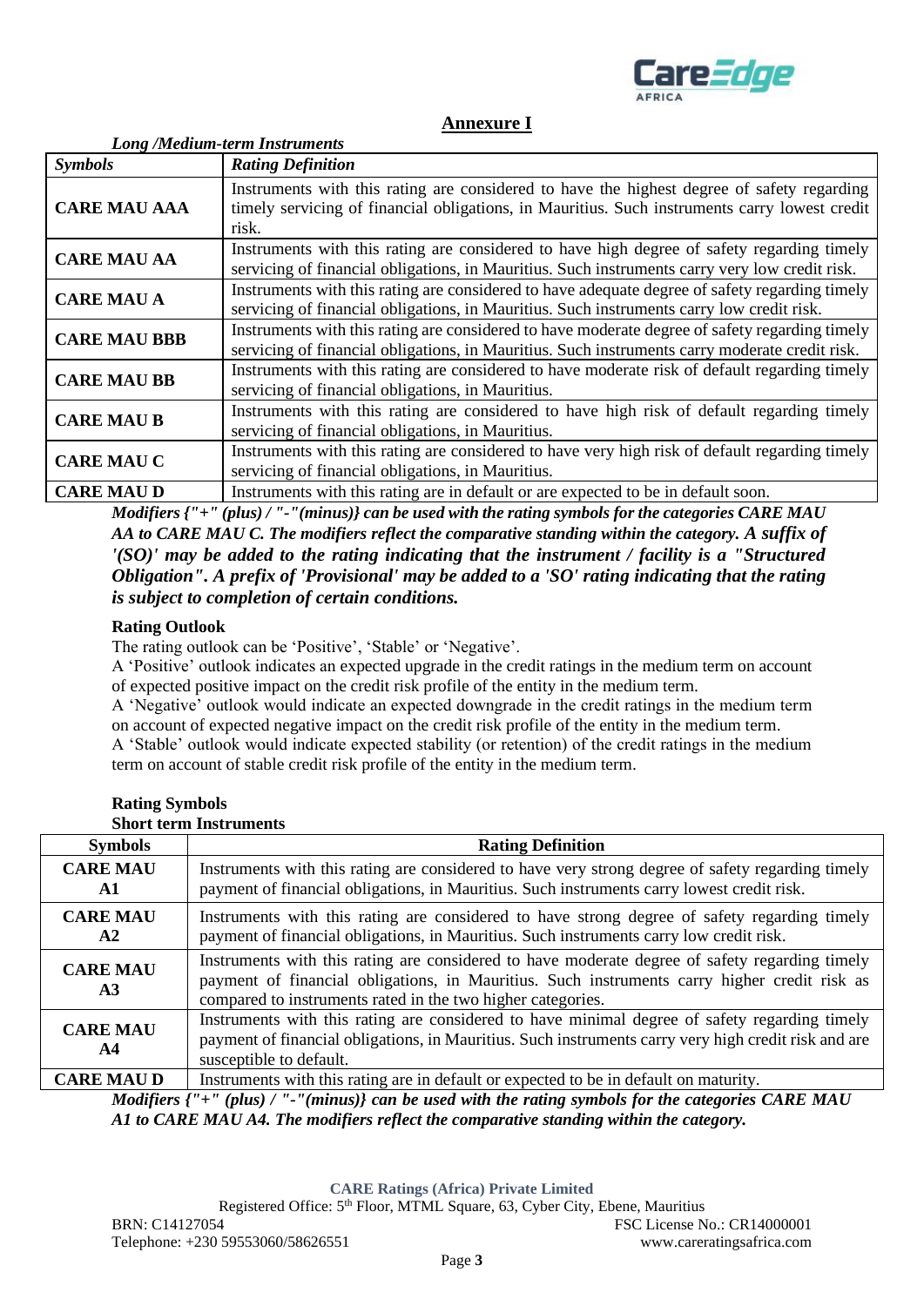## Annexure I

***Long /Medium-term Instruments***

| ***Symbols*** | ***Rating Definition*** |
|---|---|
| **CARE MAU AAA** | Instruments with this rating are considered to have the highest degree of safety regarding timely servicing of financial obligations, in Mauritius. Such instruments carry lowest credit risk. |
| **CARE MAU AA** | Instruments with this rating are considered to have high degree of safety regarding timely servicing of financial obligations, in Mauritius. Such instruments carry very low credit risk. |
| **CARE MAU A** | Instruments with this rating are considered to have adequate degree of safety regarding timely servicing of financial obligations, in Mauritius. Such instruments carry low credit risk. |
| **CARE MAU BBB** | Instruments with this rating are considered to have moderate degree of safety regarding timely servicing of financial obligations, in Mauritius. Such instruments carry moderate credit risk. |
| **CARE MAU BB** | Instruments with this rating are considered to have moderate risk of default regarding timely servicing of financial obligations, in Mauritius. |
| **CARE MAU B** | Instruments with this rating are considered to have high risk of default regarding timely servicing of financial obligations, in Mauritius. |
| **CARE MAU C** | Instruments with this rating are considered to have very high risk of default regarding timely servicing of financial obligations, in Mauritius. |
| **CARE MAU D** | Instruments with this rating are in default or are expected to be in default soon. |

***Modifiers {"+" (plus) / "-"(minus)} can be used with the rating symbols for the categories CARE MAU AA to CARE MAU C. The modifiers reflect the comparative standing within the category. A suffix of '(SO)' may be added to the rating indicating that the instrument / facility is a "Structured Obligation". A prefix of 'Provisional' may be added to a 'SO' rating indicating that the rating is subject to completion of certain conditions.***

**Rating Outlook**

The rating outlook can be 'Positive', 'Stable' or 'Negative'.

A 'Positive' outlook indicates an expected upgrade in the credit ratings in the medium term on account of expected positive impact on the credit risk profile of the entity in the medium term.

A 'Negative' outlook would indicate an expected downgrade in the credit ratings in the medium term on account of expected negative impact on the credit risk profile of the entity in the medium term.

A 'Stable' outlook would indicate expected stability (or retention) of the credit ratings in the medium term on account of stable credit risk profile of the entity in the medium term.

**Rating Symbols**

**Short term Instruments**

| **Symbols** | **Rating Definition** |
|---|---|
| **CARE MAU A1** | Instruments with this rating are considered to have very strong degree of safety regarding timely payment of financial obligations, in Mauritius. Such instruments carry lowest credit risk. |
| **CARE MAU A2** | Instruments with this rating are considered to have strong degree of safety regarding timely payment of financial obligations, in Mauritius. Such instruments carry low credit risk. |
| **CARE MAU A3** | Instruments with this rating are considered to have moderate degree of safety regarding timely payment of financial obligations, in Mauritius. Such instruments carry higher credit risk as compared to instruments rated in the two higher categories. |
| **CARE MAU A4** | Instruments with this rating are considered to have minimal degree of safety regarding timely payment of financial obligations, in Mauritius. Such instruments carry very high credit risk and are susceptible to default. |
| **CARE MAU D** | Instruments with this rating are in default or expected to be in default on maturity. |

***Modifiers {"+" (plus) / "-"(minus)} can be used with the rating symbols for the categories CARE MAU A1 to CARE MAU A4. The modifiers reflect the comparative standing within the category.***